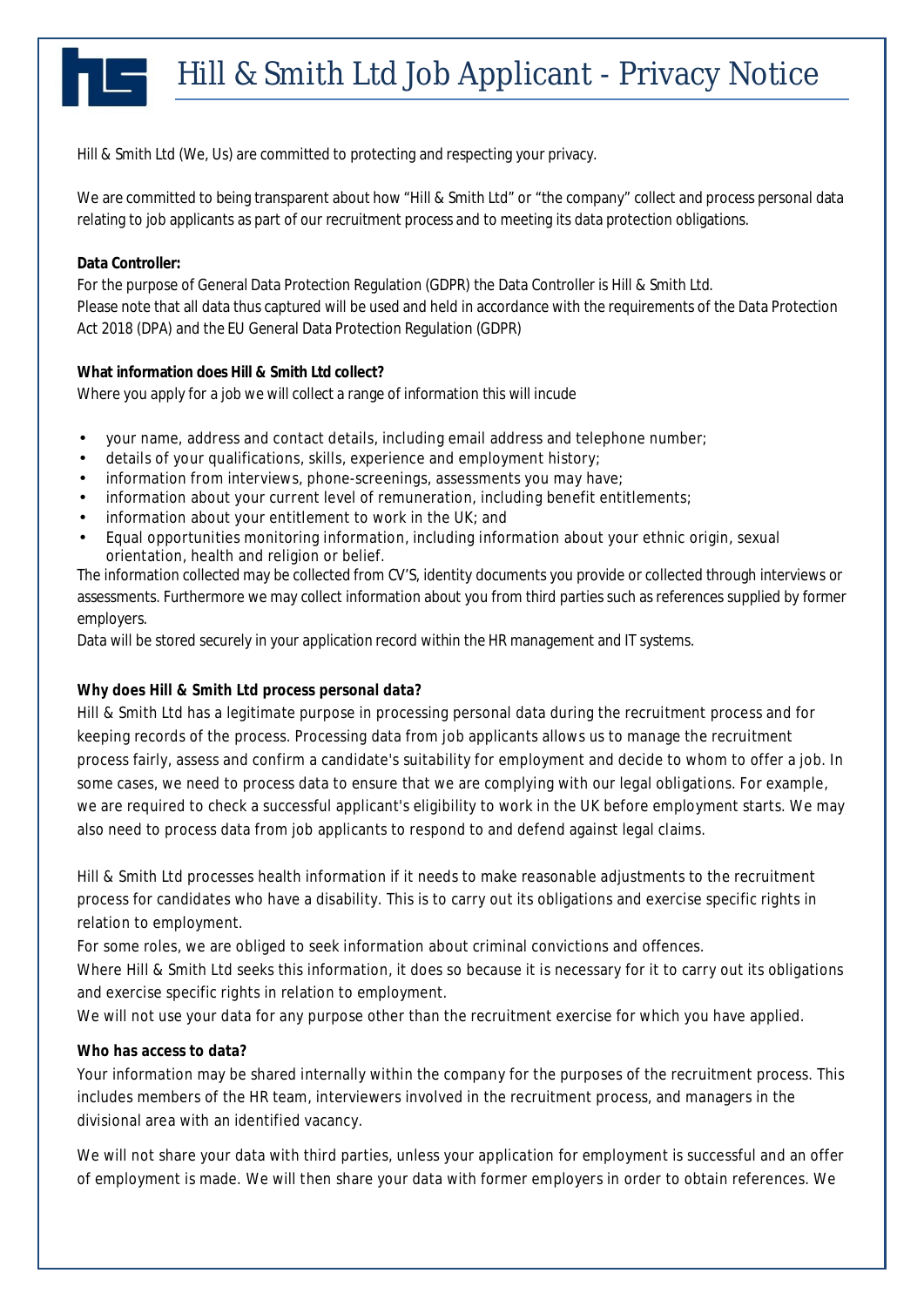# Hill & Smith Ltd Job Applicant - Privacy Notice

Hill & Smith Ltd (We, Us) are committed to protecting and respecting your privacy.

We are committed to being transparent about how "Hill & Smith Ltd" or "the company" collect and process personal data relating to job applicants as part of our recruitment process and to meeting its data protection obligations.

**Data Controller:**
For the purpose of General Data Protection Regulation (GDPR) the Data Controller is Hill & Smith Ltd.
Please note that all data thus captured will be used and held in accordance with the requirements of the Data Protection Act 2018 (DPA) and the EU General Data Protection Regulation (GDPR)

**What information does Hill & Smith Ltd collect?**
Where you apply for a job we will collect a range of information this will incude

- your name, address and contact details, including email address and telephone number;
- details of your qualifications, skills, experience and employment history;
- information from interviews, phone-screenings, assessments you may have;
- information about your current level of remuneration, including benefit entitlements;
- information about your entitlement to work in the UK; and
- Equal opportunities monitoring information, including information about your ethnic origin, sexual orientation, health and religion or belief.

The information collected may be collected from CV'S, identity documents you provide or collected through interviews or assessments. Furthermore we may collect information about you from third parties such as references supplied by former employers.
Data will be stored securely in your application record within the HR management and IT systems.

**Why does Hill & Smith Ltd process personal data?**
Hill & Smith Ltd has a legitimate purpose in processing personal data during the recruitment process and for keeping records of the process. Processing data from job applicants allows us to manage the recruitment process fairly, assess and confirm a candidate's suitability for employment and decide to whom to offer a job. In some cases, we need to process data to ensure that we are complying with our legal obligations. For example, we are required to check a successful applicant's eligibility to work in the UK before employment starts. We may also need to process data from job applicants to respond to and defend against legal claims.

Hill & Smith Ltd processes health information if it needs to make reasonable adjustments to the recruitment process for candidates who have a disability. This is to carry out its obligations and exercise specific rights in relation to employment.
For some roles, we are obliged to seek information about criminal convictions and offences.
Where Hill & Smith Ltd seeks this information, it does so because it is necessary for it to carry out its obligations and exercise specific rights in relation to employment.
We will not use your data for any purpose other than the recruitment exercise for which you have applied.

**Who has access to data?**
Your information may be shared internally within the company for the purposes of the recruitment process. This includes members of the HR team, interviewers involved in the recruitment process, and managers in the divisional area with an identified vacancy.

We will not share your data with third parties, unless your application for employment is successful and an offer of employment is made. We will then share your data with former employers in order to obtain references. We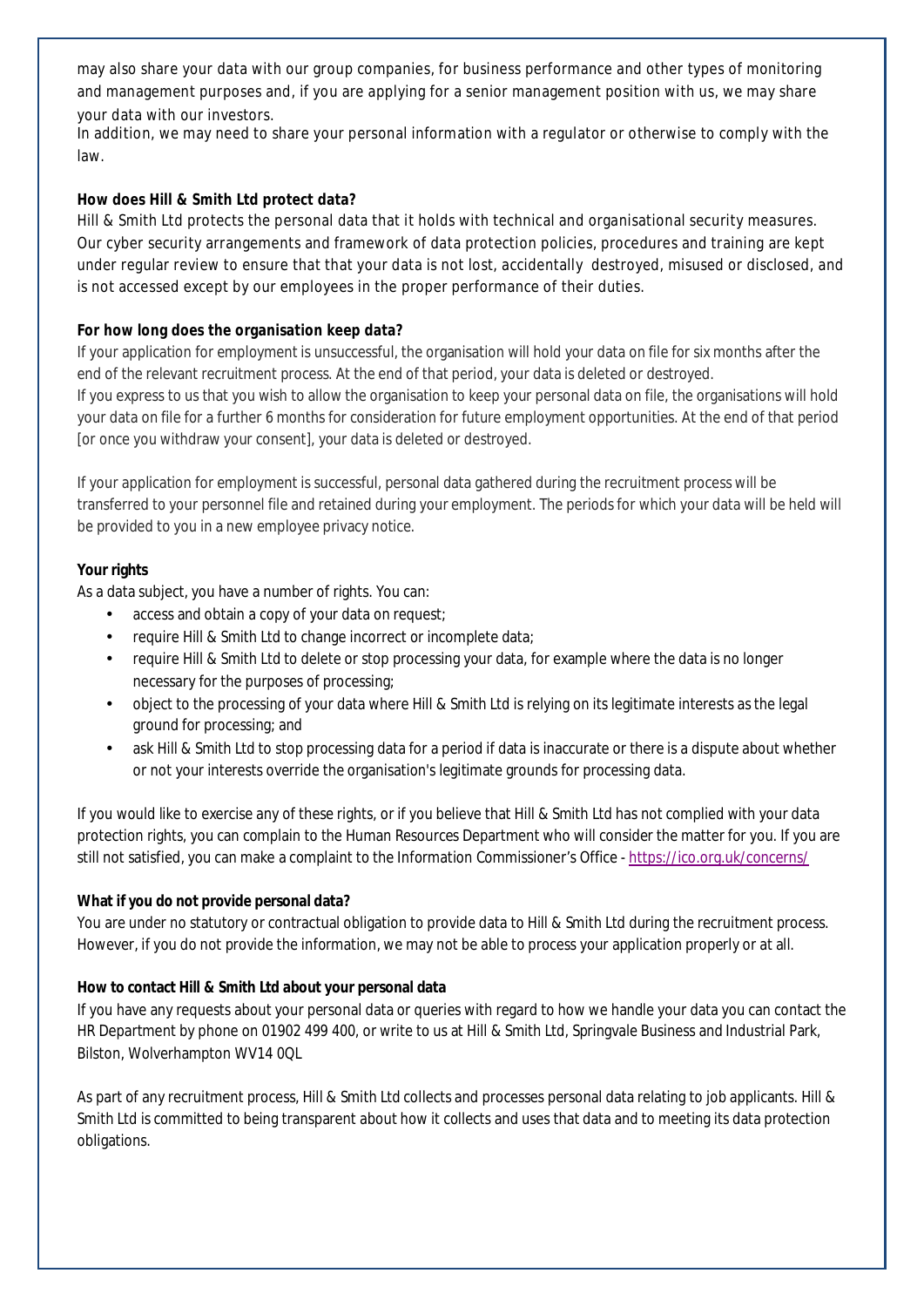may also share your data with our group companies, for business performance and other types of monitoring and management purposes and, if you are applying for a senior management position with us, we may share your data with our investors.
In addition, we may need to share your personal information with a regulator or otherwise to comply with the law.

**How does Hill & Smith Ltd protect data?**

Hill & Smith Ltd protects the personal data that it holds with technical and organisational security measures. Our cyber security arrangements and framework of data protection policies, procedures and training are kept under regular review to ensure that that your data is not lost, accidentally destroyed, misused or disclosed, and is not accessed except by our employees in the proper performance of their duties.

**For how long does the organisation keep data?**

If your application for employment is unsuccessful, the organisation will hold your data on file for six months after the end of the relevant recruitment process. At the end of that period, your data is deleted or destroyed.
If you express to us that you wish to allow the organisation to keep your personal data on file, the organisations will hold your data on file for a further 6 months for consideration for future employment opportunities. At the end of that period [or once you withdraw your consent], your data is deleted or destroyed.

If your application for employment is successful, personal data gathered during the recruitment process will be transferred to your personnel file and retained during your employment. The periods for which your data will be held will be provided to you in a new employee privacy notice.

**Your rights**

As a data subject, you have a number of rights. You can:

- access and obtain a copy of your data on request;
- require Hill & Smith Ltd to change incorrect or incomplete data;
- require Hill & Smith Ltd to delete or stop processing your data, for example where the data is no longer necessary for the purposes of processing;
- object to the processing of your data where Hill & Smith Ltd is relying on its legitimate interests as the legal ground for processing; and
- ask Hill & Smith Ltd to stop processing data for a period if data is inaccurate or there is a dispute about whether or not your interests override the organisation's legitimate grounds for processing data.

If you would like to exercise any of these rights, or if you believe that Hill & Smith Ltd has not complied with your data protection rights, you can complain to the Human Resources Department who will consider the matter for you. If you are still not satisfied, you can make a complaint to the Information Commissioner's Office - https://ico.org.uk/concerns/

**What if you do not provide personal data?**

You are under no statutory or contractual obligation to provide data to Hill & Smith Ltd during the recruitment process. However, if you do not provide the information, we may not be able to process your application properly or at all.

**How to contact Hill & Smith Ltd about your personal data**

If you have any requests about your personal data or queries with regard to how we handle your data you can contact the HR Department by phone on 01902 499 400, or write to us at Hill & Smith Ltd, Springvale Business and Industrial Park, Bilston, Wolverhampton WV14 0QL

As part of any recruitment process, Hill & Smith Ltd collects and processes personal data relating to job applicants. Hill & Smith Ltd is committed to being transparent about how it collects and uses that data and to meeting its data protection obligations.